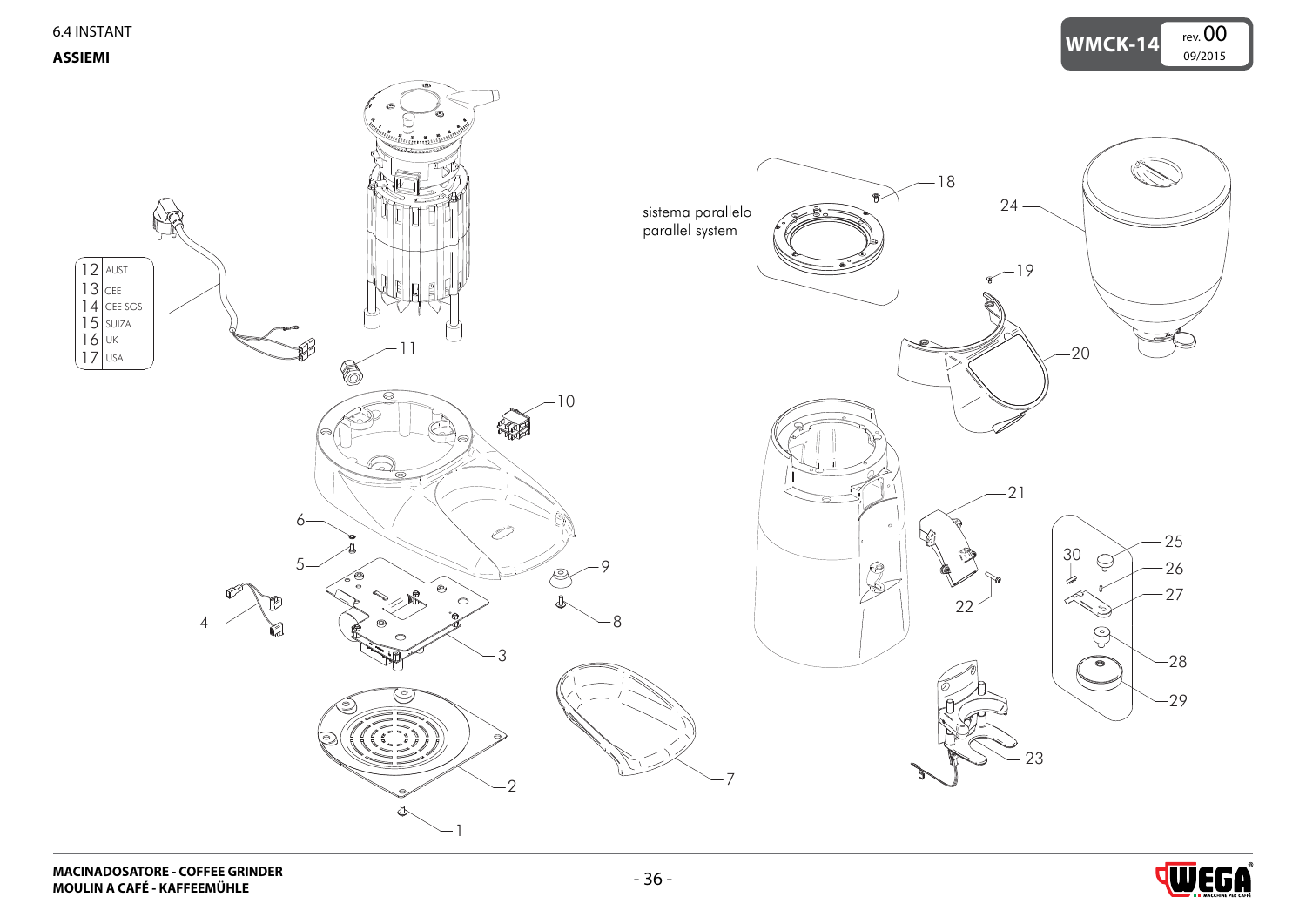## ASSIEMI

| | |
|---|---|
| 12 | AUST |
| 13 | CEE |
| 14 | CEE SGS |
| 15 | SUIZA |
| 16 | UK |
| 17 | USA |

sistema parallelo
parallel system

1 2 3 4 5 6 7 8 9 10 11 18 19 20 21 22 23 24 25 26 27 28 29 30

**MACINADOSATORE - COFFEE GRINDER**
**MOULIN A CAFÉ - KAFFEEMÜHLE**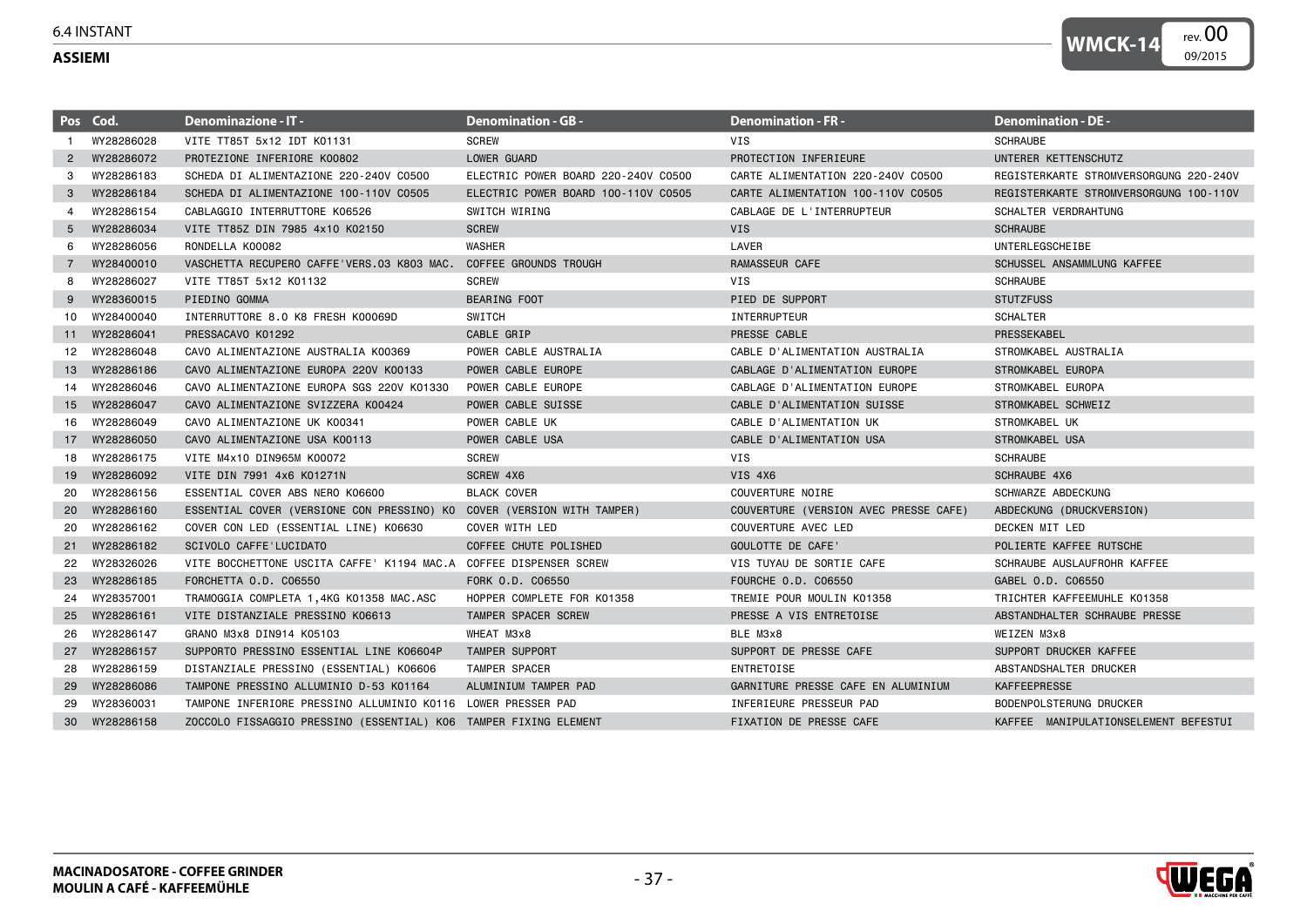## 6.4 INSTANT

### ASSIEMI

| Pos | Cod. | Denominazione - IT - | Denomination - GB - | Denomination - FR - | Denomination - DE - |
|---|---|---|---|---|---|
| 1 | WY28286028 | VITE TT85T 5x12 IDT K01131 | SCREW | VIS | SCHRAUBE |
| 2 | WY28286072 | PROTEZIONE INFERIORE K00802 | LOWER GUARD | PROTECTION INFERIEURE | UNTERER KETTENSCHUTZ |
| 3 | WY28286183 | SCHEDA DI ALIMENTAZIONE 220-240V C0500 | ELECTRIC POWER BOARD 220-240V C0500 | CARTE ALIMENTATION 220-240V C0500 | REGISTERKARTE STROMVERSORGUNG 220-240V |
| 3 | WY28286184 | SCHEDA DI ALIMENTAZIONE 100-110V C0505 | ELECTRIC POWER BOARD 100-110V C0505 | CARTE ALIMENTATION 100-110V C0505 | REGISTERKARTE STROMVERSORGUNG 100-110V |
| 4 | WY28286154 | CABLAGGIO INTERRUTTORE K06526 | SWITCH WIRING | CABLAGE DE L'INTERRUPTEUR | SCHALTER VERDRAHTUNG |
| 5 | WY28286034 | VITE TT85Z DIN 7985 4x10 K02150 | SCREW | VIS | SCHRAUBE |
| 6 | WY28286056 | RONDELLA K00082 | WASHER | LAVER | UNTERLEGSCHEIBE |
| 7 | WY28400010 | VASCHETTA RECUPERO CAFFE'VERS.03 K803 MAC. | COFFEE GROUNDS TROUGH | RAMASSEUR CAFE | SCHUSSEL ANSAMMLUNG KAFFEE |
| 8 | WY28286027 | VITE TT85T 5x12 K01132 | SCREW | VIS | SCHRAUBE |
| 9 | WY28360015 | PIEDINO GOMMA | BEARING FOOT | PIED DE SUPPORT | STUTZFUSS |
| 10 | WY28400040 | INTERRUTTORE 8.0 K8 FRESH K00069D | SWITCH | INTERRUPTEUR | SCHALTER |
| 11 | WY28286041 | PRESSACAVO K01292 | CABLE GRIP | PRESSE CABLE | PRESSEKABEL |
| 12 | WY28286048 | CAVO ALIMENTAZIONE AUSTRALIA K00369 | POWER CABLE AUSTRALIA | CABLE D'ALIMENTATION AUSTRALIA | STROMKABEL AUSTRALIA |
| 13 | WY28286186 | CAVO ALIMENTAZIONE EUROPA 220V K00133 | POWER CABLE EUROPE | CABLAGE D'ALIMENTATION EUROPE | STROMKABEL EUROPA |
| 14 | WY28286046 | CAVO ALIMENTAZIONE EUROPA SGS 220V K01330 | POWER CABLE EUROPE | CABLAGE D'ALIMENTATION EUROPE | STROMKABEL EUROPA |
| 15 | WY28286047 | CAVO ALIMENTAZIONE SVIZZERA K00424 | POWER CABLE SUISSE | CABLE D'ALIMENTATION SUISSE | STROMKABEL SCHWEIZ |
| 16 | WY28286049 | CAVO ALIMENTAZIONE UK K00341 | POWER CABLE UK | CABLE D'ALIMENTATION UK | STROMKABEL UK |
| 17 | WY28286050 | CAVO ALIMENTAZIONE USA K00113 | POWER CABLE USA | CABLE D'ALIMENTATION USA | STROMKABEL USA |
| 18 | WY28286175 | VITE M4x10 DIN965M K00072 | SCREW | VIS | SCHRAUBE |
| 19 | WY28286092 | VITE DIN 7991 4x6 K01271N | SCREW 4X6 | VIS 4X6 | SCHRAUBE 4X6 |
| 20 | WY28286156 | ESSENTIAL COVER ABS NERO K06600 | BLACK COVER | COUVERTURE NOIRE | SCHWARZE ABDECKUNG |
| 20 | WY28286160 | ESSENTIAL COVER (VERSIONE CON PRESSINO) K0 | COVER (VERSION WITH TAMPER) | COUVERTURE (VERSION AVEC PRESSE CAFE) | ABDECKUNG (DRUCKVERSION) |
| 20 | WY28286162 | COVER CON LED (ESSENTIAL LINE) K06630 | COVER WITH LED | COUVERTURE AVEC LED | DECKEN MIT LED |
| 21 | WY28286182 | SCIVOLO CAFFE'LUCIDATO | COFFEE CHUTE POLISHED | GOULOTTE DE CAFE' | POLIERTE KAFFEE RUTSCHE |
| 22 | WY28326026 | VITE BOCCHETTONE USCITA CAFFE' K1194 MAC.A | COFFEE DISPENSER SCREW | VIS TUYAU DE SORTIE CAFE | SCHRAUBE AUSLAUFROHR KAFFEE |
| 23 | WY28286185 | FORCHETTA O.D. C06550 | FORK O.D. C06550 | FOURCHE O.D. C06550 | GABEL O.D. C06550 |
| 24 | WY28357001 | TRAMOGGIA COMPLETA 1,4KG K01358 MAC.ASC | HOPPER COMPLETE FOR K01358 | TREMIE POUR MOULIN K01358 | TRICHTER KAFFEEMUHLE K01358 |
| 25 | WY28286161 | VITE DISTANZIALE PRESSINO K06613 | TAMPER SPACER SCREW | PRESSE A VIS ENTRETOISE | ABSTANDHALTER SCHRAUBE PRESSE |
| 26 | WY28286147 | GRANO M3x8 DIN914 K05103 | WHEAT M3x8 | BLE M3x8 | WEIZEN M3x8 |
| 27 | WY28286157 | SUPPORTO PRESSINO ESSENTIAL LINE K06604P | TAMPER SUPPORT | SUPPORT DE PRESSE CAFE | SUPPORT DRUCKER KAFFEE |
| 28 | WY28286159 | DISTANZIALE PRESSINO (ESSENTIAL) K06606 | TAMPER SPACER | ENTRETOISE | ABSTANDSHALTER DRUCKER |
| 29 | WY28286086 | TAMPONE PRESSINO ALLUMINIO D-53 K01164 | ALUMINIUM TAMPER PAD | GARNITURE PRESSE CAFE EN ALUMINIUM | KAFFEEPRESSE |
| 29 | WY28360031 | TAMPONE INFERIORE PRESSINO ALLUMINIO K0116 | LOWER PRESSER PAD | INFERIEURE PRESSEUR PAD | BODENPOLSTERUNG DRUCKER |
| 30 | WY28286158 | ZOCCOLO FISSAGGIO PRESSINO (ESSENTIAL) K06 | TAMPER FIXING ELEMENT | FIXATION DE PRESSE CAFE | KAFFEE MANIPULATIONSELEMENT BEFESTUI |